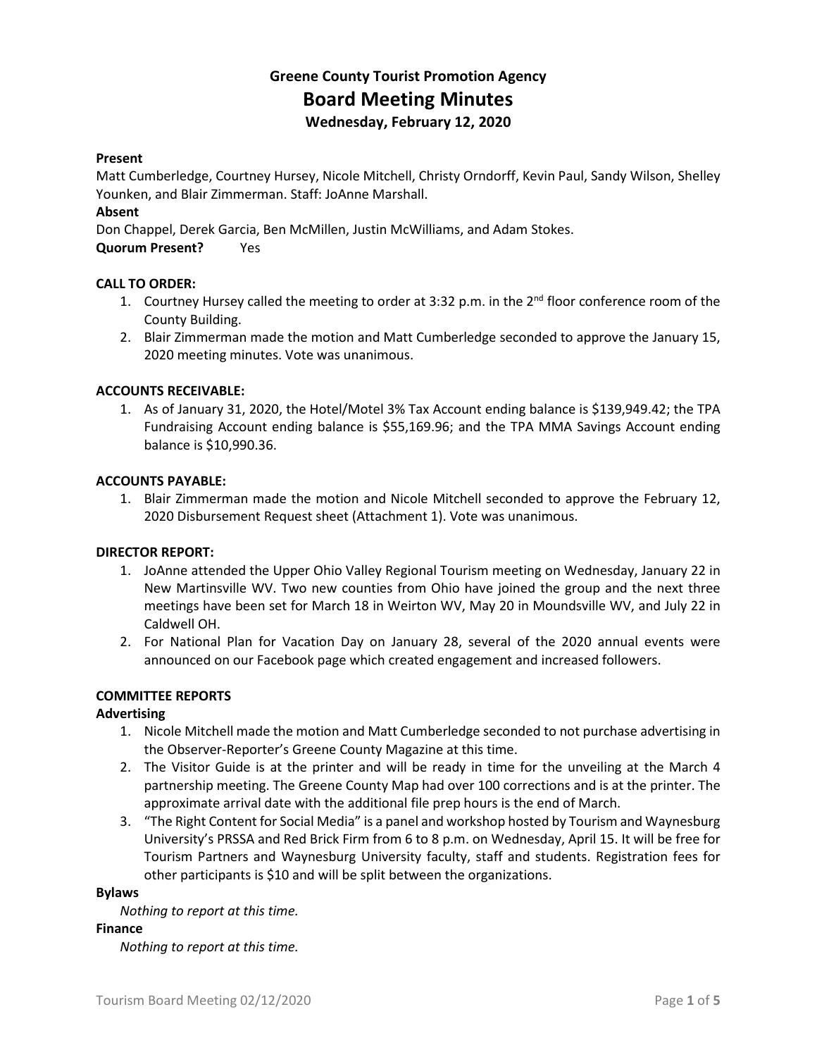# Greene County Tourist Promotion Agency

## Board Meeting Minutes

### Wednesday, February 12, 2020

**Present**

Matt Cumberledge, Courtney Hursey, Nicole Mitchell, Christy Orndorff, Kevin Paul, Sandy Wilson, Shelley Younken, and Blair Zimmerman. Staff: JoAnne Marshall.

**Absent**

Don Chappel, Derek Garcia, Ben McMillen, Justin McWilliams, and Adam Stokes.

**Quorum Present?** Yes

**CALL TO ORDER:**

1. Courtney Hursey called the meeting to order at 3:32 p.m. in the 2nd floor conference room of the County Building.
2. Blair Zimmerman made the motion and Matt Cumberledge seconded to approve the January 15, 2020 meeting minutes. Vote was unanimous.

**ACCOUNTS RECEIVABLE:**

1. As of January 31, 2020, the Hotel/Motel 3% Tax Account ending balance is $139,949.42; the TPA Fundraising Account ending balance is $55,169.96; and the TPA MMA Savings Account ending balance is $10,990.36.

**ACCOUNTS PAYABLE:**

1. Blair Zimmerman made the motion and Nicole Mitchell seconded to approve the February 12, 2020 Disbursement Request sheet (Attachment 1). Vote was unanimous.

**DIRECTOR REPORT:**

1. JoAnne attended the Upper Ohio Valley Regional Tourism meeting on Wednesday, January 22 in New Martinsville WV. Two new counties from Ohio have joined the group and the next three meetings have been set for March 18 in Weirton WV, May 20 in Moundsville WV, and July 22 in Caldwell OH.
2. For National Plan for Vacation Day on January 28, several of the 2020 annual events were announced on our Facebook page which created engagement and increased followers.

**COMMITTEE REPORTS**

**Advertising**

1. Nicole Mitchell made the motion and Matt Cumberledge seconded to not purchase advertising in the Observer-Reporter's Greene County Magazine at this time.
2. The Visitor Guide is at the printer and will be ready in time for the unveiling at the March 4 partnership meeting. The Greene County Map had over 100 corrections and is at the printer. The approximate arrival date with the additional file prep hours is the end of March.
3. "The Right Content for Social Media" is a panel and workshop hosted by Tourism and Waynesburg University's PRSSA and Red Brick Firm from 6 to 8 p.m. on Wednesday, April 15. It will be free for Tourism Partners and Waynesburg University faculty, staff and students. Registration fees for other participants is $10 and will be split between the organizations.

**Bylaws**

*Nothing to report at this time.*

**Finance**

*Nothing to report at this time.*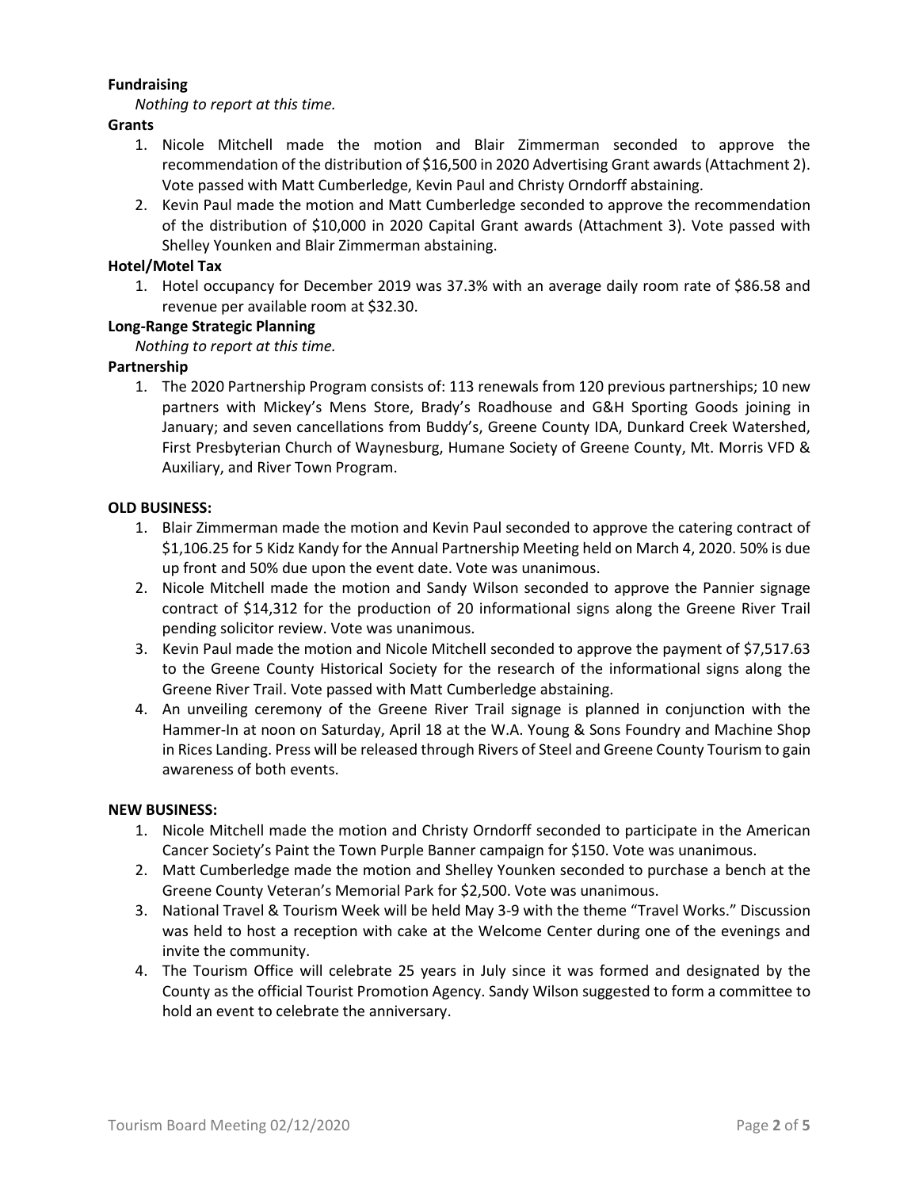**Fundraising**

*Nothing to report at this time.*

**Grants**

1. Nicole Mitchell made the motion and Blair Zimmerman seconded to approve the recommendation of the distribution of $16,500 in 2020 Advertising Grant awards (Attachment 2). Vote passed with Matt Cumberledge, Kevin Paul and Christy Orndorff abstaining.
2. Kevin Paul made the motion and Matt Cumberledge seconded to approve the recommendation of the distribution of $10,000 in 2020 Capital Grant awards (Attachment 3). Vote passed with Shelley Younken and Blair Zimmerman abstaining.

**Hotel/Motel Tax**

1. Hotel occupancy for December 2019 was 37.3% with an average daily room rate of $86.58 and revenue per available room at $32.30.

**Long-Range Strategic Planning**

*Nothing to report at this time.*

**Partnership**

1. The 2020 Partnership Program consists of: 113 renewals from 120 previous partnerships; 10 new partners with Mickey's Mens Store, Brady's Roadhouse and G&H Sporting Goods joining in January; and seven cancellations from Buddy's, Greene County IDA, Dunkard Creek Watershed, First Presbyterian Church of Waynesburg, Humane Society of Greene County, Mt. Morris VFD & Auxiliary, and River Town Program.

**OLD BUSINESS:**

1. Blair Zimmerman made the motion and Kevin Paul seconded to approve the catering contract of $1,106.25 for 5 Kidz Kandy for the Annual Partnership Meeting held on March 4, 2020. 50% is due up front and 50% due upon the event date. Vote was unanimous.
2. Nicole Mitchell made the motion and Sandy Wilson seconded to approve the Pannier signage contract of $14,312 for the production of 20 informational signs along the Greene River Trail pending solicitor review. Vote was unanimous.
3. Kevin Paul made the motion and Nicole Mitchell seconded to approve the payment of $7,517.63 to the Greene County Historical Society for the research of the informational signs along the Greene River Trail. Vote passed with Matt Cumberledge abstaining.
4. An unveiling ceremony of the Greene River Trail signage is planned in conjunction with the Hammer-In at noon on Saturday, April 18 at the W.A. Young & Sons Foundry and Machine Shop in Rices Landing. Press will be released through Rivers of Steel and Greene County Tourism to gain awareness of both events.

**NEW BUSINESS:**

1. Nicole Mitchell made the motion and Christy Orndorff seconded to participate in the American Cancer Society's Paint the Town Purple Banner campaign for $150. Vote was unanimous.
2. Matt Cumberledge made the motion and Shelley Younken seconded to purchase a bench at the Greene County Veteran's Memorial Park for $2,500. Vote was unanimous.
3. National Travel & Tourism Week will be held May 3-9 with the theme "Travel Works." Discussion was held to host a reception with cake at the Welcome Center during one of the evenings and invite the community.
4. The Tourism Office will celebrate 25 years in July since it was formed and designated by the County as the official Tourist Promotion Agency. Sandy Wilson suggested to form a committee to hold an event to celebrate the anniversary.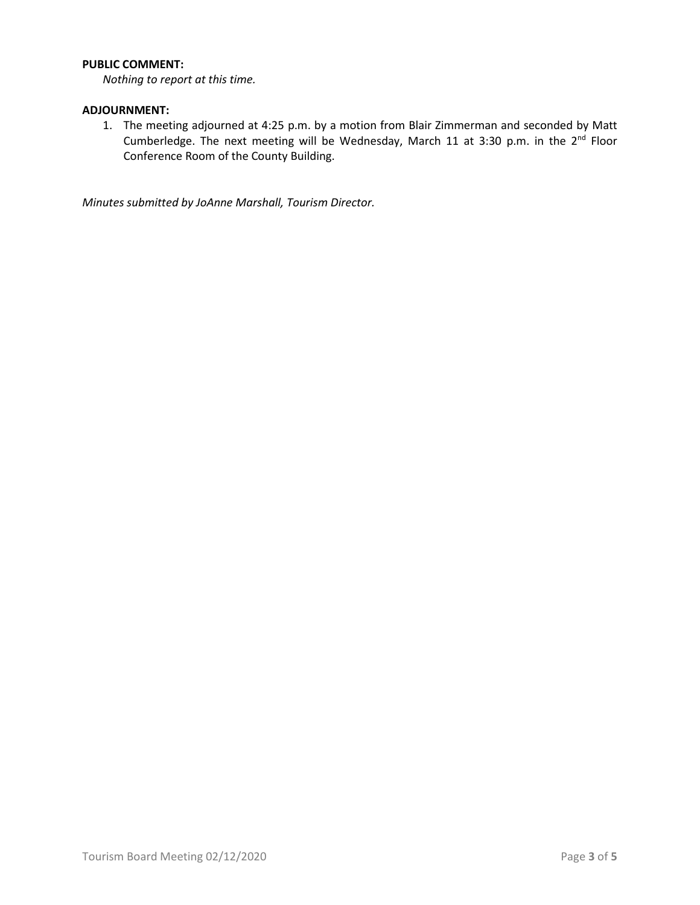**PUBLIC COMMENT:**

*Nothing to report at this time.*

**ADJOURNMENT:**

1. The meeting adjourned at 4:25 p.m. by a motion from Blair Zimmerman and seconded by Matt Cumberledge. The next meeting will be Wednesday, March 11 at 3:30 p.m. in the 2nd Floor Conference Room of the County Building.

*Minutes submitted by JoAnne Marshall, Tourism Director.*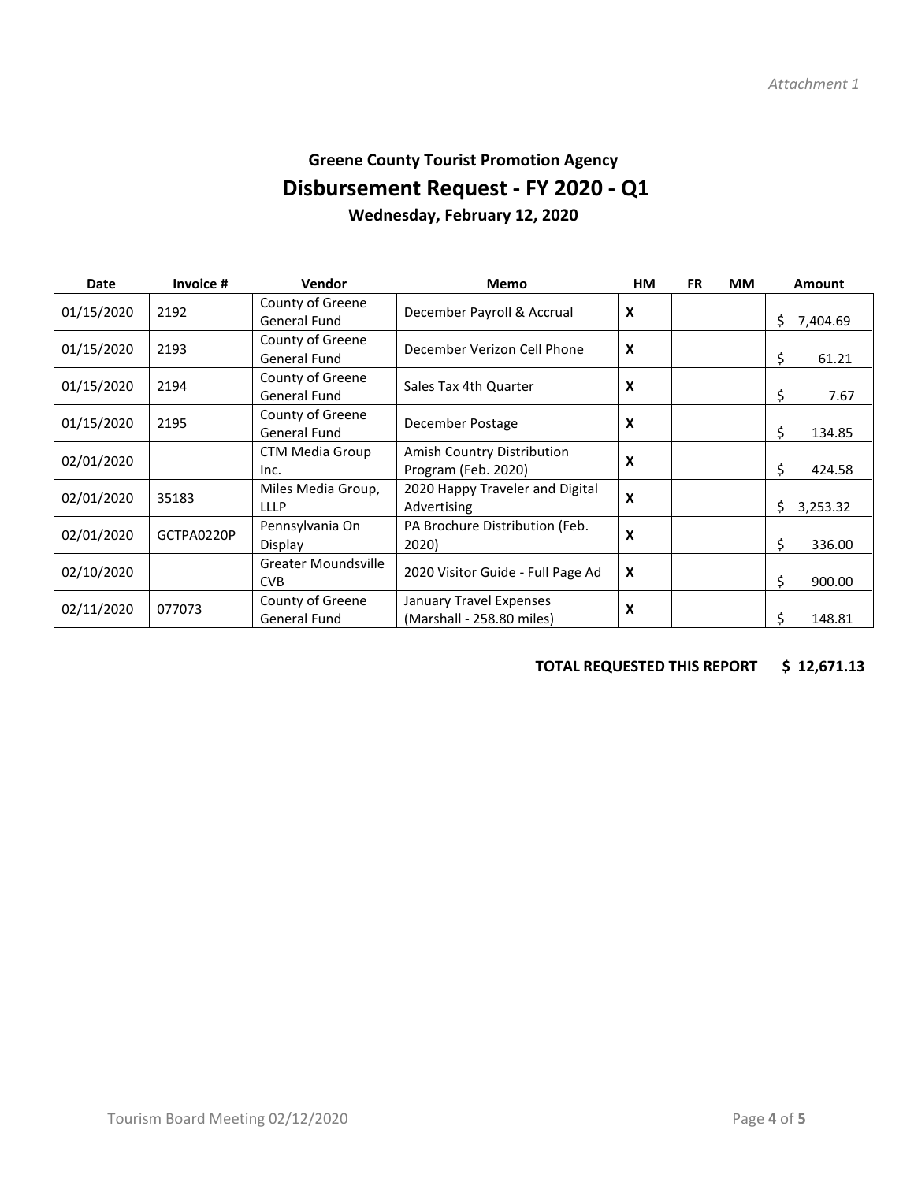*Attachment 1*

# Greene County Tourist Promotion Agency

## Disbursement Request - FY 2020 - Q1

### Wednesday, February 12, 2020

| Date | Invoice # | Vendor | Memo | HM | FR | MM | Amount |
|---|---|---|---|---|---|---|---|
| 01/15/2020 | 2192 | County of Greene General Fund | December Payroll & Accrual | X | | | $ 7,404.69 |
| 01/15/2020 | 2193 | County of Greene General Fund | December Verizon Cell Phone | X | | | $ 61.21 |
| 01/15/2020 | 2194 | County of Greene General Fund | Sales Tax 4th Quarter | X | | | $ 7.67 |
| 01/15/2020 | 2195 | County of Greene General Fund | December Postage | X | | | $ 134.85 |
| 02/01/2020 | | CTM Media Group Inc. | Amish Country Distribution Program (Feb. 2020) | X | | | $ 424.58 |
| 02/01/2020 | 35183 | Miles Media Group, LLLP | 2020 Happy Traveler and Digital Advertising | X | | | $ 3,253.32 |
| 02/01/2020 | GCTPA0220P | Pennsylvania On Display | PA Brochure Distribution (Feb. 2020) | X | | | $ 336.00 |
| 02/10/2020 | | Greater Moundsville CVB | 2020 Visitor Guide - Full Page Ad | X | | | $ 900.00 |
| 02/11/2020 | 077073 | County of Greene General Fund | January Travel Expenses (Marshall - 258.80 miles) | X | | | $ 148.81 |

**TOTAL REQUESTED THIS REPORT $ 12,671.13**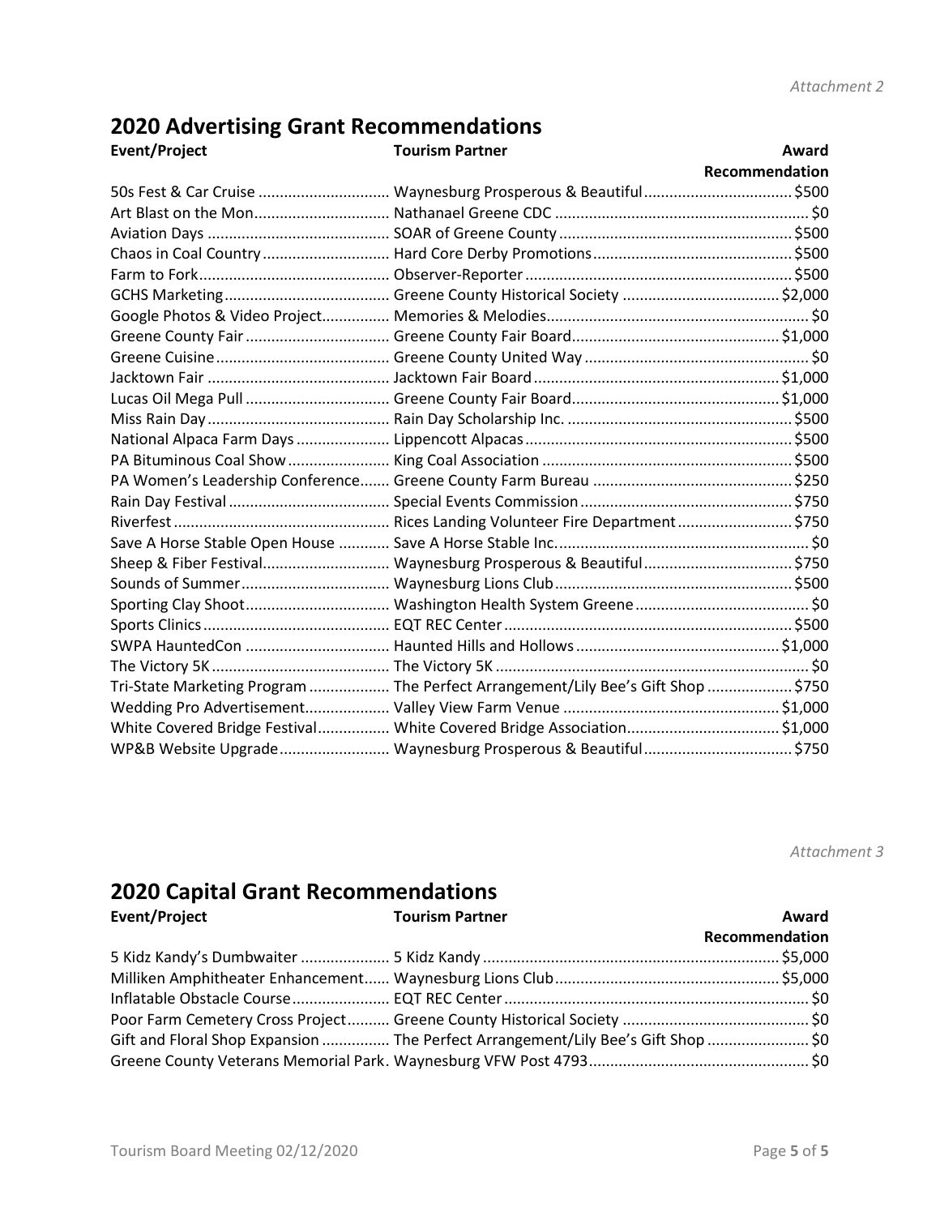*Attachment 2*

## 2020 Advertising Grant Recommendations

| Event/Project | Tourism Partner | Award Recommendation |
| --- | --- | --- |
| 50s Fest & Car Cruise | Waynesburg Prosperous & Beautiful | $500 |
| Art Blast on the Mon | Nathanael Greene CDC | $0 |
| Aviation Days | SOAR of Greene County | $500 |
| Chaos in Coal Country | Hard Core Derby Promotions | $500 |
| Farm to Fork | Observer-Reporter | $500 |
| GCHS Marketing | Greene County Historical Society | $2,000 |
| Google Photos & Video Project | Memories & Melodies | $0 |
| Greene County Fair | Greene County Fair Board | $1,000 |
| Greene Cuisine | Greene County United Way | $0 |
| Jacktown Fair | Jacktown Fair Board | $1,000 |
| Lucas Oil Mega Pull | Greene County Fair Board | $1,000 |
| Miss Rain Day | Rain Day Scholarship Inc. | $500 |
| National Alpaca Farm Days | Lippencott Alpacas | $500 |
| PA Bituminous Coal Show | King Coal Association | $500 |
| PA Women's Leadership Conference | Greene County Farm Bureau | $250 |
| Rain Day Festival | Special Events Commission | $750 |
| Riverfest | Rices Landing Volunteer Fire Department | $750 |
| Save A Horse Stable Open House | Save A Horse Stable Inc. | $0 |
| Sheep & Fiber Festival | Waynesburg Prosperous & Beautiful | $750 |
| Sounds of Summer | Waynesburg Lions Club | $500 |
| Sporting Clay Shoot | Washington Health System Greene | $0 |
| Sports Clinics | EQT REC Center | $500 |
| SWPA HauntedCon | Haunted Hills and Hollows | $1,000 |
| The Victory 5K | The Victory 5K | $0 |
| Tri-State Marketing Program | The Perfect Arrangement/Lily Bee's Gift Shop | $750 |
| Wedding Pro Advertisement | Valley View Farm Venue | $1,000 |
| White Covered Bridge Festival | White Covered Bridge Association | $1,000 |
| WP&B Website Upgrade | Waynesburg Prosperous & Beautiful | $750 |

*Attachment 3*

## 2020 Capital Grant Recommendations

| Event/Project | Tourism Partner | Award Recommendation |
| --- | --- | --- |
| 5 Kidz Kandy's Dumbwaiter | 5 Kidz Kandy | $5,000 |
| Milliken Amphitheater Enhancement | Waynesburg Lions Club | $5,000 |
| Inflatable Obstacle Course | EQT REC Center | $0 |
| Poor Farm Cemetery Cross Project | Greene County Historical Society | $0 |
| Gift and Floral Shop Expansion | The Perfect Arrangement/Lily Bee's Gift Shop | $0 |
| Greene County Veterans Memorial Park | Waynesburg VFW Post 4793 | $0 |